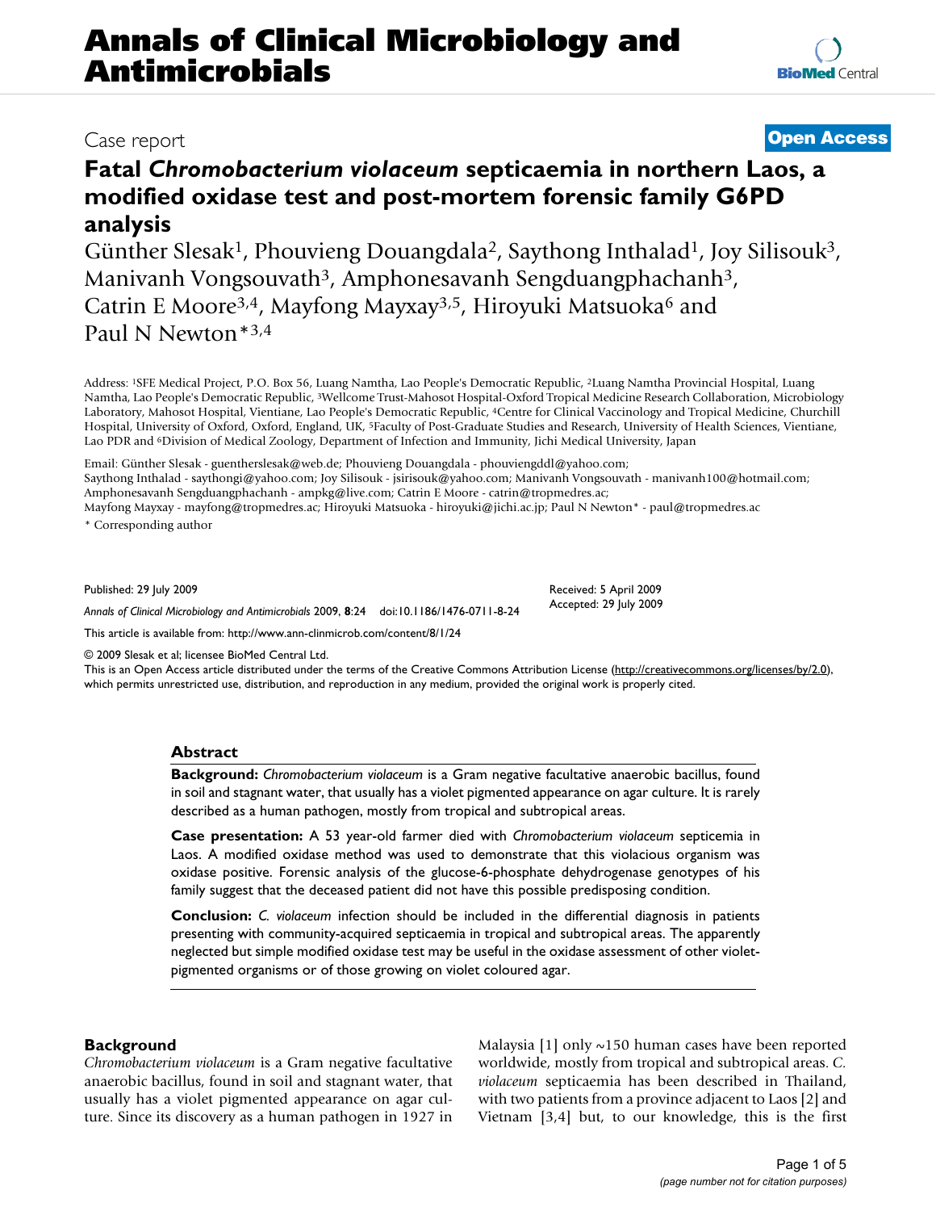# Annals of Clinical Microbiology and Antimicrobials

Case report

**Open Access**

# Fatal *Chromobacterium violaceum* septicaemia in northern Laos, a modified oxidase test and post-mortem forensic family G6PD analysis

Günther Slesak[1], Phouvieng Douangdala[2], Saythong Inthalad[1], Joy Silisouk[3], Manivanh Vongsouvath[3], Amphonesavanh Sengduangphachanh[3], Catrin E Moore[3,4], Mayfong Mayxay[3,5], Hiroyuki Matsuoka[6] and Paul N Newton*[3,4]

Address: [1]SFE Medical Project, P.O. Box 56, Luang Namtha, Lao People's Democratic Republic, [2]Luang Namtha Provincial Hospital, Luang Namtha, Lao People's Democratic Republic, [3]Wellcome Trust-Mahosot Hospital-Oxford Tropical Medicine Research Collaboration, Microbiology Laboratory, Mahosot Hospital, Vientiane, Lao People's Democratic Republic, [4]Centre for Clinical Vaccinology and Tropical Medicine, Churchill Hospital, University of Oxford, Oxford, England, UK, [5]Faculty of Post-Graduate Studies and Research, University of Health Sciences, Vientiane, Lao PDR and [6]Division of Medical Zoology, Department of Infection and Immunity, Jichi Medical University, Japan

Email: Günther Slesak - guentherslesak@web.de; Phouvieng Douangdala - phouviengddl@yahoo.com; Saythong Inthalad - saythongi@yahoo.com; Joy Silisouk - jsirisouk@yahoo.com; Manivanh Vongsouvath - manivanh100@hotmail.com; Amphonesavanh Sengduangphachanh - ampkg@live.com; Catrin E Moore - catrin@tropmedres.ac; Mayfong Mayxay - mayfong@tropmedres.ac; Hiroyuki Matsuoka - hiroyuki@jichi.ac.jp; Paul N Newton* - paul@tropmedres.ac

\* Corresponding author

Published: 29 July 2009

*Annals of Clinical Microbiology and Antimicrobials* 2009, **8**:24 doi:10.1186/1476-0711-8-24

Received: 5 April 2009
Accepted: 29 July 2009

This article is available from: http://www.ann-clinmicrob.com/content/8/1/24

© 2009 Slesak et al; licensee BioMed Central Ltd.
This is an Open Access article distributed under the terms of the Creative Commons Attribution License (http://creativecommons.org/licenses/by/2.0), which permits unrestricted use, distribution, and reproduction in any medium, provided the original work is properly cited.

## Abstract

**Background:** *Chromobacterium violaceum* is a Gram negative facultative anaerobic bacillus, found in soil and stagnant water, that usually has a violet pigmented appearance on agar culture. It is rarely described as a human pathogen, mostly from tropical and subtropical areas.

**Case presentation:** A 53 year-old farmer died with *Chromobacterium violaceum* septicemia in Laos. A modified oxidase method was used to demonstrate that this violacious organism was oxidase positive. Forensic analysis of the glucose-6-phosphate dehydrogenase genotypes of his family suggest that the deceased patient did not have this possible predisposing condition.

**Conclusion:** *C. violaceum* infection should be included in the differential diagnosis in patients presenting with community-acquired septicaemia in tropical and subtropical areas. The apparently neglected but simple modified oxidase test may be useful in the oxidase assessment of other violet-pigmented organisms or of those growing on violet coloured agar.

## Background

*Chromobacterium violaceum* is a Gram negative facultative anaerobic bacillus, found in soil and stagnant water, that usually has a violet pigmented appearance on agar culture. Since its discovery as a human pathogen in 1927 in Malaysia [1] only ~150 human cases have been reported worldwide, mostly from tropical and subtropical areas. *C. violaceum* septicaemia has been described in Thailand, with two patients from a province adjacent to Laos [2] and Vietnam [3,4] but, to our knowledge, this is the first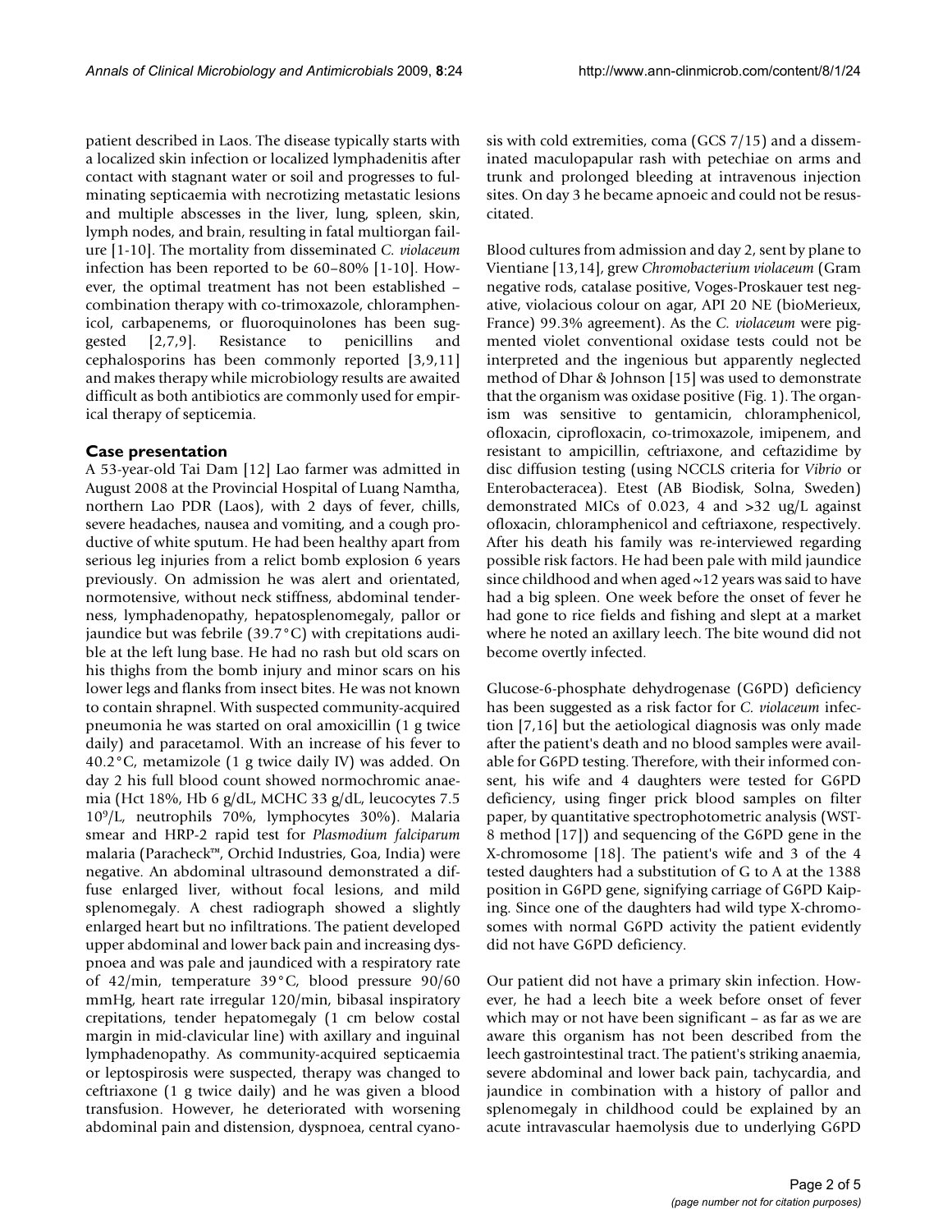patient described in Laos. The disease typically starts with a localized skin infection or localized lymphadenitis after contact with stagnant water or soil and progresses to fulminating septicaemia with necrotizing metastatic lesions and multiple abscesses in the liver, lung, spleen, skin, lymph nodes, and brain, resulting in fatal multiorgan failure [1-10]. The mortality from disseminated *C. violaceum* infection has been reported to be 60–80% [1-10]. However, the optimal treatment has not been established – combination therapy with co-trimoxazole, chloramphenicol, carbapenems, or fluoroquinolones has been suggested [2,7,9]. Resistance to penicillins and cephalosporins has been commonly reported [3,9,11] and makes therapy while microbiology results are awaited difficult as both antibiotics are commonly used for empirical therapy of septicemia.

## Case presentation

A 53-year-old Tai Dam [12] Lao farmer was admitted in August 2008 at the Provincial Hospital of Luang Namtha, northern Lao PDR (Laos), with 2 days of fever, chills, severe headaches, nausea and vomiting, and a cough productive of white sputum. He had been healthy apart from serious leg injuries from a relict bomb explosion 6 years previously. On admission he was alert and orientated, normotensive, without neck stiffness, abdominal tenderness, lymphadenopathy, hepatosplenomegaly, pallor or jaundice but was febrile (39.7°C) with crepitations audible at the left lung base. He had no rash but old scars on his thighs from the bomb injury and minor scars on his lower legs and flanks from insect bites. He was not known to contain shrapnel. With suspected community-acquired pneumonia he was started on oral amoxicillin (1 g twice daily) and paracetamol. With an increase of his fever to 40.2°C, metamizole (1 g twice daily IV) was added. On day 2 his full blood count showed normochromic anaemia (Hct 18%, Hb 6 g/dL, MCHC 33 g/dL, leucocytes 7.5 $10^9$/L, neutrophils 70%, lymphocytes 30%). Malaria smear and HRP-2 rapid test for *Plasmodium falciparum* malaria (Paracheck™, Orchid Industries, Goa, India) were negative. An abdominal ultrasound demonstrated a diffuse enlarged liver, without focal lesions, and mild splenomegaly. A chest radiograph showed a slightly enlarged heart but no infiltrations. The patient developed upper abdominal and lower back pain and increasing dyspnoea and was pale and jaundiced with a respiratory rate of 42/min, temperature 39°C, blood pressure 90/60 mmHg, heart rate irregular 120/min, bibasal inspiratory crepitations, tender hepatomegaly (1 cm below costal margin in mid-clavicular line) with axillary and inguinal lymphadenopathy. As community-acquired septicaemia or leptospirosis were suspected, therapy was changed to ceftriaxone (1 g twice daily) and he was given a blood transfusion. However, he deteriorated with worsening abdominal pain and distension, dyspnoea, central cyanosis with cold extremities, coma (GCS 7/15) and a disseminated maculopapular rash with petechiae on arms and trunk and prolonged bleeding at intravenous injection sites. On day 3 he became apnoeic and could not be resuscitated.

Blood cultures from admission and day 2, sent by plane to Vientiane [13,14], grew *Chromobacterium violaceum* (Gram negative rods, catalase positive, Voges-Proskauer test negative, violacious colour on agar, API 20 NE (bioMerieux, France) 99.3% agreement). As the *C. violaceum* were pigmented violet conventional oxidase tests could not be interpreted and the ingenious but apparently neglected method of Dhar & Johnson [15] was used to demonstrate that the organism was oxidase positive (Fig. 1). The organism was sensitive to gentamicin, chloramphenicol, ofloxacin, ciprofloxacin, co-trimoxazole, imipenem, and resistant to ampicillin, ceftriaxone, and ceftazidime by disc diffusion testing (using NCCLS criteria for *Vibrio* or Enterobacteracea). Etest (AB Biodisk, Solna, Sweden) demonstrated MICs of 0.023, 4 and >32 ug/L against ofloxacin, chloramphenicol and ceftriaxone, respectively. After his death his family was re-interviewed regarding possible risk factors. He had been pale with mild jaundice since childhood and when aged ~12 years was said to have had a big spleen. One week before the onset of fever he had gone to rice fields and fishing and slept at a market where he noted an axillary leech. The bite wound did not become overtly infected.

Glucose-6-phosphate dehydrogenase (G6PD) deficiency has been suggested as a risk factor for *C. violaceum* infection [7,16] but the aetiological diagnosis was only made after the patient's death and no blood samples were available for G6PD testing. Therefore, with their informed consent, his wife and 4 daughters were tested for G6PD deficiency, using finger prick blood samples on filter paper, by quantitative spectrophotometric analysis (WST-8 method [17]) and sequencing of the G6PD gene in the X-chromosome [18]. The patient's wife and 3 of the 4 tested daughters had a substitution of G to A at the 1388 position in G6PD gene, signifying carriage of G6PD Kaiping. Since one of the daughters had wild type X-chromosomes with normal G6PD activity the patient evidently did not have G6PD deficiency.

Our patient did not have a primary skin infection. However, he had a leech bite a week before onset of fever which may or may not have been significant – as far as we are aware this organism has not been described from the leech gastrointestinal tract. The patient's striking anaemia, severe abdominal and lower back pain, tachycardia, and jaundice in combination with a history of pallor and splenomegaly in childhood could be explained by an acute intravascular haemolysis due to underlying G6PD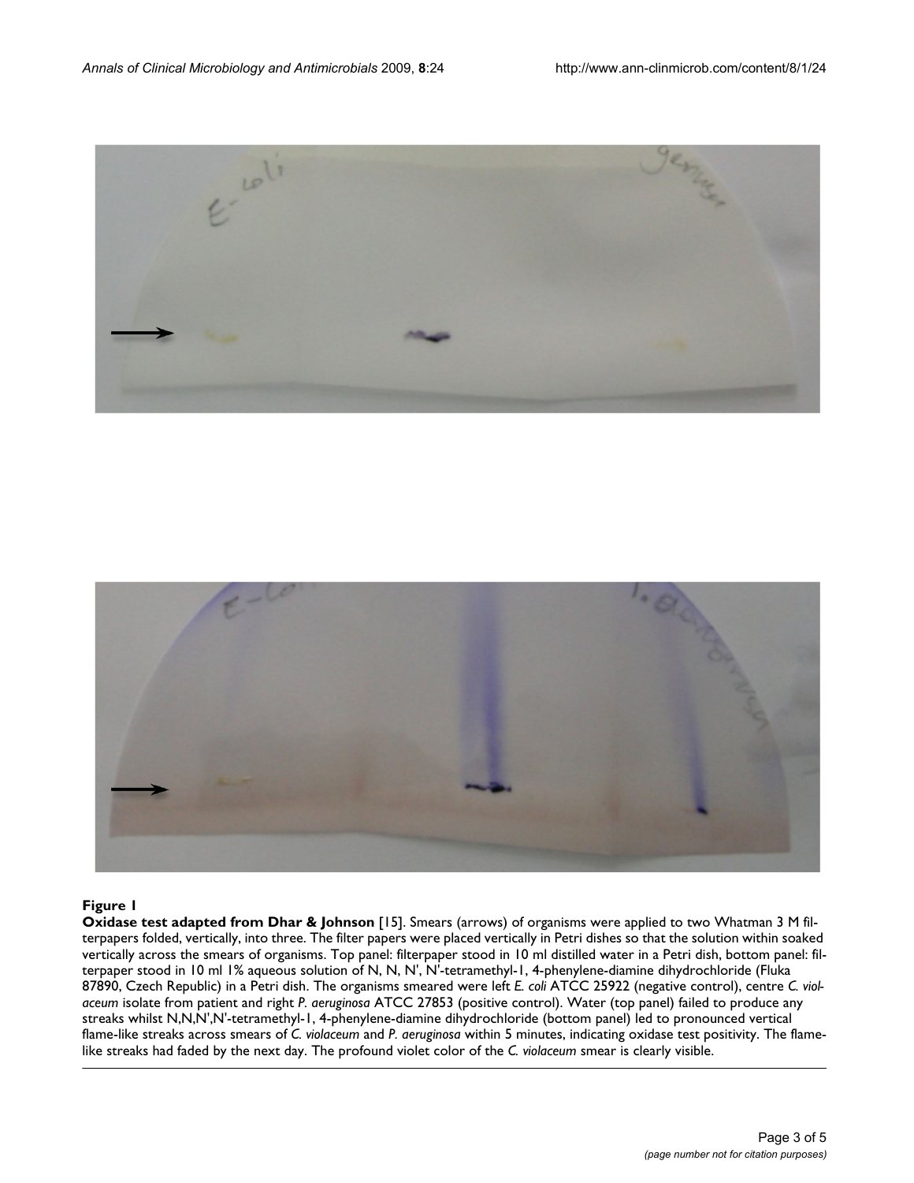**Figure 1**

**Oxidase test adapted from Dhar & Johnson** [15]. Smears (arrows) of organisms were applied to two Whatman 3 M filterpapers folded, vertically, into three. The filter papers were placed vertically in Petri dishes so that the solution within soaked vertically across the smears of organisms. Top panel: filterpaper stood in 10 ml distilled water in a Petri dish, bottom panel: filterpaper stood in 10 ml 1% aqueous solution of N, N, N', N'-tetramethyl-1, 4-phenylene-diamine dihydrochloride (Fluka 87890, Czech Republic) in a Petri dish. The organisms smeared were left *E. coli* ATCC 25922 (negative control), centre *C. violaceum* isolate from patient and right *P. aeruginosa* ATCC 27853 (positive control). Water (top panel) failed to produce any streaks whilst N,N,N',N'-tetramethyl-1, 4-phenylene-diamine dihydrochloride (bottom panel) led to pronounced vertical flame-like streaks across smears of *C. violaceum* and *P. aeruginosa* within 5 minutes, indicating oxidase test positivity. The flame-like streaks had faded by the next day. The profound violet color of the *C. violaceum* smear is clearly visible.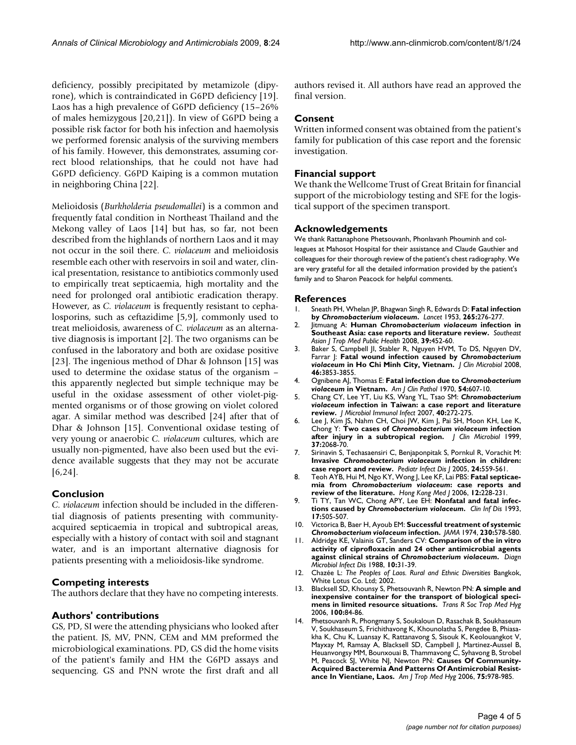deficiency, possibly precipitated by metamizole (dipyrone), which is contraindicated in G6PD deficiency [19]. Laos has a high prevalence of G6PD deficiency (15–26% of males hemizygous [20,21]). In view of G6PD being a possible risk factor for both his infection and haemolysis we performed forensic analysis of the surviving members of his family. However, this demonstrates, assuming correct blood relationships, that he could not have had G6PD deficiency. G6PD Kaiping is a common mutation in neighboring China [22].

Melioidosis (*Burkholderia pseudomallei*) is a common and frequently fatal condition in Northeast Thailand and the Mekong valley of Laos [14] but has, so far, not been described from the highlands of northern Laos and it may not occur in the soil there. *C. violaceum* and melioidosis resemble each other with reservoirs in soil and water, clinical presentation, resistance to antibiotics commonly used to empirically treat septicaemia, high mortality and the need for prolonged oral antibiotic eradication therapy. However, as *C. violaceum* is frequently resistant to cephalosporins, such as ceftazidime [5,9], commonly used to treat melioidosis, awareness of *C. violaceum* as an alternative diagnosis is important [2]. The two organisms can be confused in the laboratory and both are oxidase positive [23]. The ingenious method of Dhar & Johnson [15] was used to determine the oxidase status of the organism – this apparently neglected but simple technique may be useful in the oxidase assessment of other violet-pigmented organisms or of those growing on violet colored agar. A similar method was described [24] after that of Dhar & Johnson [15]. Conventional oxidase testing of very young or anaerobic *C. violaceum* cultures, which are usually non-pigmented, have also been used but the evidence available suggests that they may not be accurate [6,24].

## Conclusion

*C. violaceum* infection should be included in the differential diagnosis of patients presenting with community-acquired septicaemia in tropical and subtropical areas, especially with a history of contact with soil and stagnant water, and is an important alternative diagnosis for patients presenting with a melioidosis-like syndrome.

## Competing interests

The authors declare that they have no competing interests.

## Authors' contributions

GS, PD, SI were the attending physicians who looked after the patient. JS, MV, PNN, CEM and MM preformed the microbiological examinations. PD, GS did the home visits of the patient's family and HM the G6PD assays and sequencing. GS and PNN wrote the first draft and all authors revised it. All authors have read an approved the final version.

## Consent

Written informed consent was obtained from the patient's family for publication of this case report and the forensic investigation.

## Financial support

We thank the Wellcome Trust of Great Britain for financial support of the microbiology testing and SFE for the logistical support of the specimen transport.

## Acknowledgements

We thank Rattanaphone Phetsouvanh, Phonlavanh Phouminh and colleagues at Mahosot Hospital for their assistance and Claude Gauthier and colleagues for their thorough review of the patient's chest radiography. We are very grateful for all the detailed information provided by the patient's family and to Sharon Peacock for helpful comments.

## References

1. Sneath PH, Whelan JP, Bhagwan Singh R, Edwards D: **Fatal infection by *Chromobacterium violaceum*.** *Lancet* 1953, **265:**276-277.
2. Jitmuang A: **Human *Chromobacterium violaceum* infection in Southeast Asia: case reports and literature review.** *Southeast Asian J Trop Med Public Health* 2008, **39:**452-60.
3. Baker S, Campbell JI, Stabler R, Nguyen HVM, To DS, Nguyen DV, Farrar J: **Fatal wound infection caused by *Chromobacterium violaceum* in Ho Chi Minh City, Vietnam.** *J Clin Microbiol* 2008, **46:**3853-3855.
4. Ognibene AJ, Thomas E: **Fatal infection due to *Chromobacterium violaceum* in Vietnam.** *Am J Clin Pathol* 1970, **54:**607-10.
5. Chang CY, Lee YT, Liu KS, Wang YL, Tsao SM: ***Chromobacterium violaceum* infection in Taiwan: a case report and literature review.** *J Microbiol Immunol Infect* 2007, **40:**272-275.
6. Lee J, Kim JS, Nahm CH, Choi JW, Kim J, Pai SH, Moon KH, Lee K, Chong Y: **Two cases of *Chromobacterium violaceum* infection after injury in a subtropical region.** *J Clin Microbiol* 1999, **37:**2068-70.
7. Sirinavin S, Techasaensiri C, Benjaponpitak S, Pornkul R, Vorachit M: **Invasive *Chromobacterium violaceum* infection in children: case report and review.** *Pediatr Infect Dis J* 2005, **24:**559-561.
8. Teoh AYB, Hui M, Ngo KY, Wong J, Lee KF, Lai PBS: **Fatal septicaemia from *Chromobacterium violaceum*: case reports and review of the literature.** *Hong Kong Med J* 2006, **12:**228-231.
9. Ti TY, Tan WC, Chong APY, Lee EH: **Nonfatal and fatal infections caused by *Chromobacterium violaceum*.** *Clin Inf Dis* 1993, **17:**505-507.
10. Victorica B, Baer H, Ayoub EM: **Successful treatment of systemic *Chromobacterium violaceum* infection.** *JAMA* 1974, **230:**578-580.
11. Aldridge KE, Valainis GT, Sanders CV: **Comparison of the in vitro activity of ciprofloxacin and 24 other antimicrobial agents against clinical strains of *Chromobacterium violaceum*.** *Diagn Microbiol Infect Dis* 1988, **10:**31-39.
12. Chazée L: *The Peoples of Laos. Rural and Ethnic Diversities* Bangkok, White Lotus Co. Ltd; 2002.
13. Blacksell SD, Khounsy S, Phetsouvanh R, Newton PN: **A simple and inexpensive container for the transport of biological specimens in limited resource situations.** *Trans R Soc Trop Med Hyg* 2006, **100:**84-86.
14. Phetsouvanh R, Phongmany S, Soukaloun D, Rasachak B, Soukhaseum V, Soukhaseum S, Frichithavong K, Khounolatha S, Pengdee B, Phiasakha K, Chu K, Luansay K, Rattanavong S, Sisouk K, Keolouangkot V, Mayxay M, Ramsay A, Blacksell SD, Campbell J, Martinez-Aussel B, Heuanvongsy MM, Bounxouai B, Thammavong C, Syhavong B, Strobel M, Peacock SJ, White NJ, Newton PN: **Causes Of Community-Acquired Bacteremia And Patterns Of Antimicrobial Resistance In Vientiane, Laos.** *Am J Trop Med Hyg* 2006, **75:**978-985.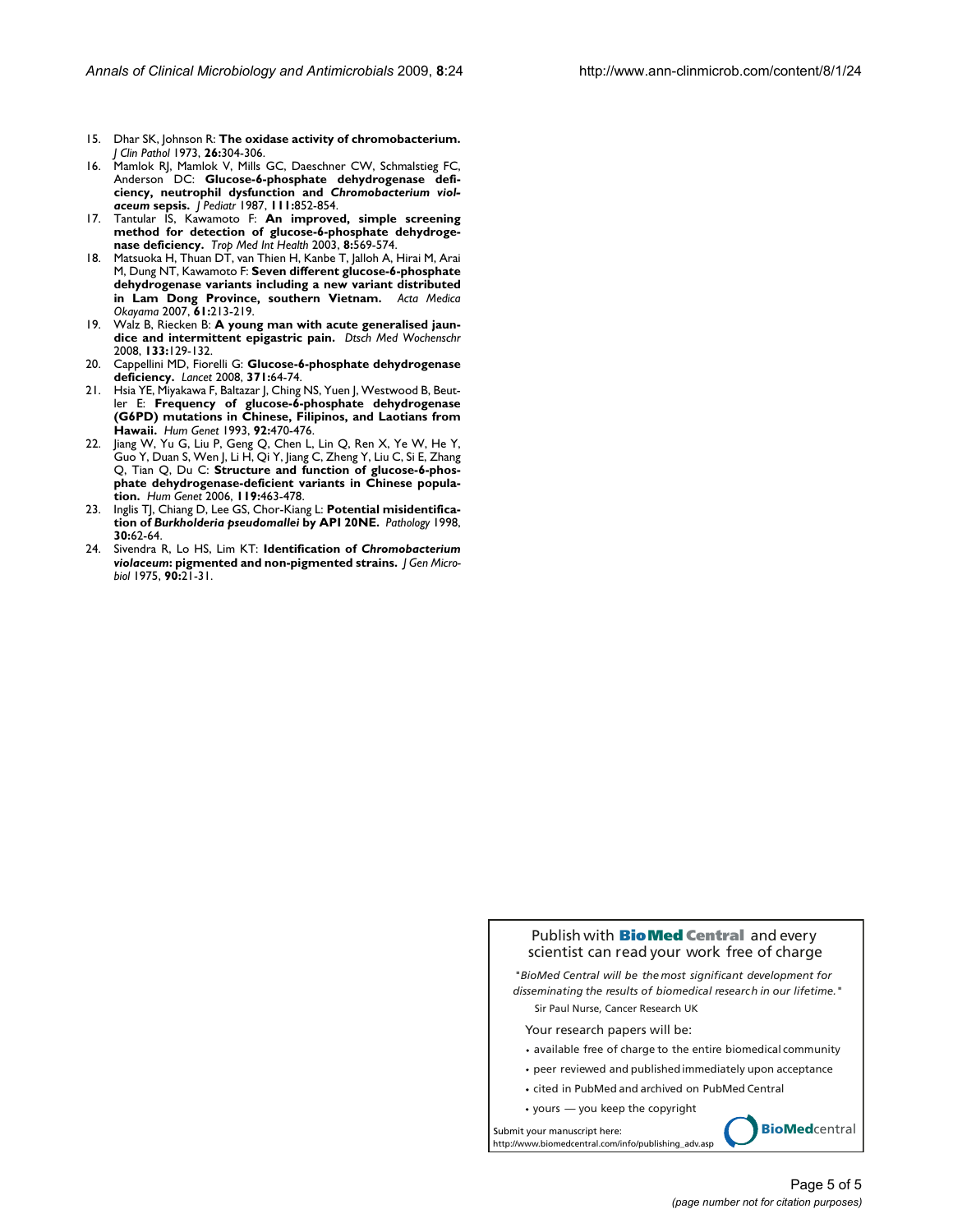15. Dhar SK, Johnson R: **The oxidase activity of chromobacterium.** *J Clin Pathol* 1973, **26:**304-306.
16. Mamlok RJ, Mamlok V, Mills GC, Daeschner CW, Schmalstieg FC, Anderson DC: **Glucose-6-phosphate dehydrogenase deficiency, neutrophil dysfunction and *Chromobacterium violaceum* sepsis.** *J Pediatr* 1987, **111:**852-854.
17. Tantular IS, Kawamoto F: **An improved, simple screening method for detection of glucose-6-phosphate dehydrogenase deficiency.** *Trop Med Int Health* 2003, **8:**569-574.
18. Matsuoka H, Thuan DT, van Thien H, Kanbe T, Jalloh A, Hirai M, Arai M, Dung NT, Kawamoto F: **Seven different glucose-6-phosphate dehydrogenase variants including a new variant distributed in Lam Dong Province, southern Vietnam.** *Acta Medica Okayama* 2007, **61:**213-219.
19. Walz B, Riecken B: **A young man with acute generalised jaundice and intermittent epigastric pain.** *Dtsch Med Wochenschr* 2008, **133:**129-132.
20. Cappellini MD, Fiorelli G: **Glucose-6-phosphate dehydrogenase deficiency.** *Lancet* 2008, **371:**64-74.
21. Hsia YE, Miyakawa F, Baltazar J, Ching NS, Yuen J, Westwood B, Beutler E: **Frequency of glucose-6-phosphate dehydrogenase (G6PD) mutations in Chinese, Filipinos, and Laotians from Hawaii.** *Hum Genet* 1993, **92:**470-476.
22. Jiang W, Yu G, Liu P, Geng Q, Chen L, Lin Q, Ren X, Ye W, He Y, Guo Y, Duan S, Wen J, Li H, Qi Y, Jiang C, Zheng Y, Liu C, Si E, Zhang Q, Tian Q, Du C: **Structure and function of glucose-6-phosphate dehydrogenase-deficient variants in Chinese population.** *Hum Genet* 2006, **119:**463-478.
23. Inglis TJ, Chiang D, Lee GS, Chor-Kiang L: **Potential misidentification of *Burkholderia pseudomallei* by API 20NE.** *Pathology* 1998, **30:**62-64.
24. Sivendra R, Lo HS, Lim KT: **Identification of *Chromobacterium violaceum*: pigmented and non-pigmented strains.** *J Gen Microbiol* 1975, **90:**21-31.

Publish with **BioMed Central** and every scientist can read your work free of charge

*"BioMed Central will be the most significant development for disseminating the results of biomedical research in our lifetime."*

Sir Paul Nurse, Cancer Research UK

Your research papers will be:

- available free of charge to the entire biomedical community
- peer reviewed and published immediately upon acceptance
- cited in PubMed and archived on PubMed Central
- yours — you keep the copyright

Submit your manuscript here:
http://www.biomedcentral.com/info/publishing_adv.asp

BioMedcentral